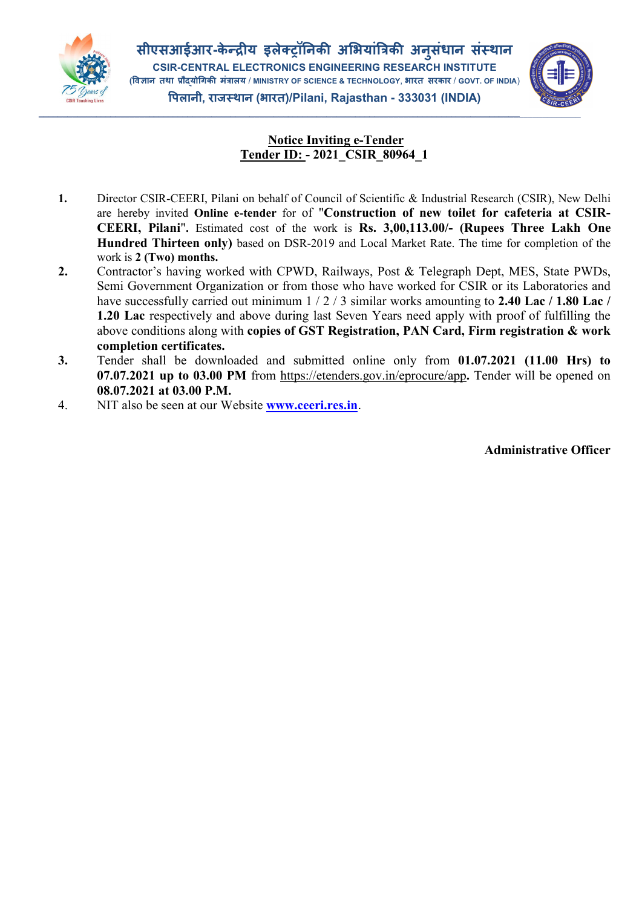सीएसआईआर-केन्द्रीय इलेक्ट्रॉनिकी अभियांत्रिकी अनुसंधान संस्थान

**CSIR-CENTRAL ELECTRONICS ENGINEERING RESEARCH INSTITUTE**

(विज्ञान तथा प्रौद्योगिकी मंत्रालय / MINISTRY OF SCIENCE & TECHNOLOGY, भारत सरकार / GOVT. OF INDIA)

पिलानी, राजस्थान (भारत)/Pilani, Rajasthan - 333031 (INDIA)

## Notice Inviting e-Tender

## Tender ID: - 2021_CSIR_80964_1

1. Director CSIR-CEERI, Pilani on behalf of Council of Scientific & Industrial Research (CSIR), New Delhi are hereby invited **Online e-tender** for of "**Construction of new toilet for cafeteria at CSIR-CEERI, Pilani**". Estimated cost of the work is **Rs. 3,00,113.00/- (Rupees Three Lakh One Hundred Thirteen only)** based on DSR-2019 and Local Market Rate. The time for completion of the work is **2 (Two) months.**
2. Contractor's having worked with CPWD, Railways, Post & Telegraph Dept, MES, State PWDs, Semi Government Organization or from those who have worked for CSIR or its Laboratories and have successfully carried out minimum 1 / 2 / 3 similar works amounting to **2.40 Lac / 1.80 Lac / 1.20 Lac** respectively and above during last Seven Years need apply with proof of fulfilling the above conditions along with **copies of GST Registration, PAN Card, Firm registration & work completion certificates.**
3. Tender shall be downloaded and submitted online only from **01.07.2021 (11.00 Hrs) to 07.07.2021 up to 03.00 PM** from https://etenders.gov.in/eprocure/app**.** Tender will be opened on **08.07.2021 at 03.00 P.M.**
4. NIT also be seen at our Website **www.ceeri.res.in**.

**Administrative Officer**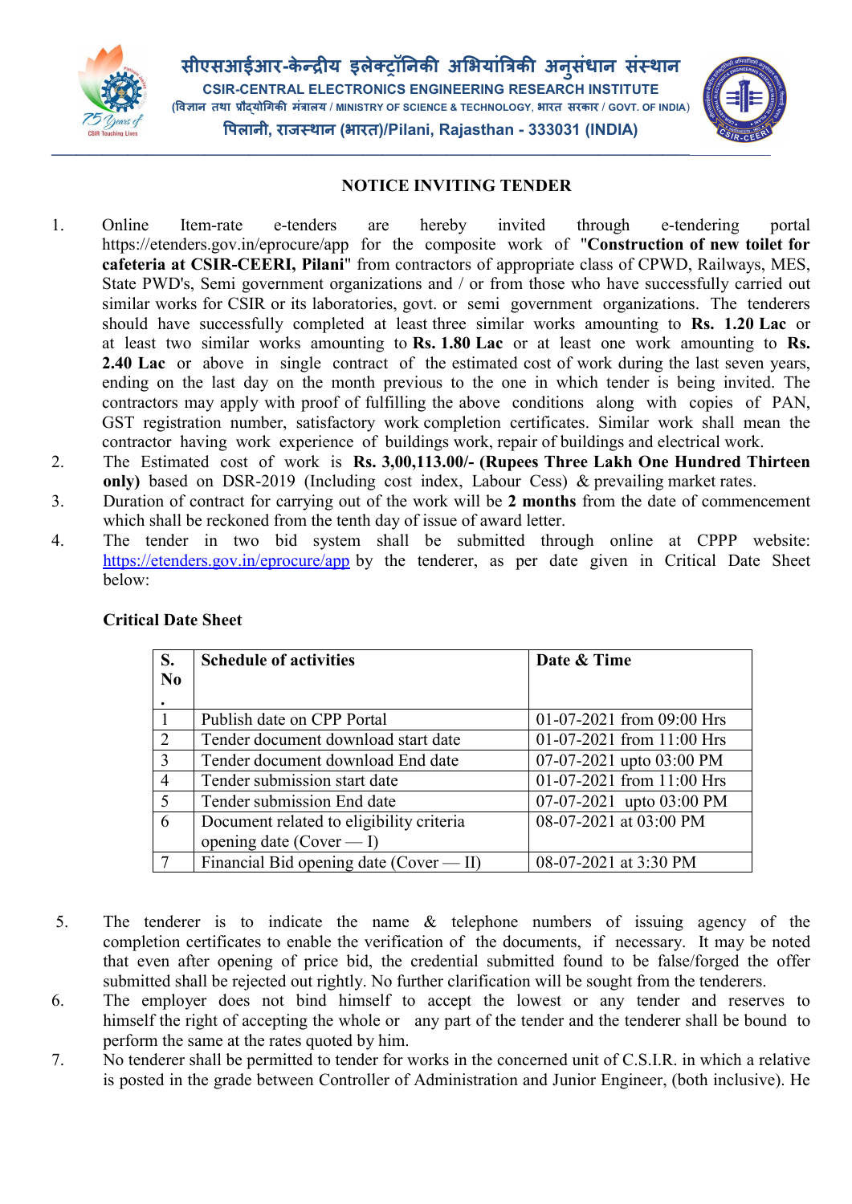सीएसआईआर-केन्द्रीय इलेक्ट्रॉनिकी अभियांत्रिकी अनुसंधान संस्थान

CSIR-CENTRAL ELECTRONICS ENGINEERING RESEARCH INSTITUTE

(विज्ञान तथा प्रौद्योगिकी मंत्रालय / MINISTRY OF SCIENCE & TECHNOLOGY, भारत सरकार / GOVT. OF INDIA)

पिलानी, राजस्थान (भारत)/Pilani, Rajasthan - 333031 (INDIA)

## NOTICE INVITING TENDER

1. Online Item-rate e-tenders are hereby invited through e-tendering portal https://etenders.gov.in/eprocure/app for the composite work of "**Construction of new toilet for cafeteria at CSIR-CEERI, Pilani**" from contractors of appropriate class of CPWD, Railways, MES, State PWD's, Semi government organizations and / or from those who have successfully carried out similar works for CSIR or its laboratories, govt. or semi government organizations. The tenderers should have successfully completed at least three similar works amounting to **Rs. 1.20 Lac** or at least two similar works amounting to **Rs. 1.80 Lac** or at least one work amounting to **Rs. 2.40 Lac** or above in single contract of the estimated cost of work during the last seven years, ending on the last day on the month previous to the one in which tender is being invited. The contractors may apply with proof of fulfilling the above conditions along with copies of PAN, GST registration number, satisfactory work completion certificates. Similar work shall mean the contractor having work experience of buildings work, repair of buildings and electrical work.
2. The Estimated cost of work is **Rs. 3,00,113.00/- (Rupees Three Lakh One Hundred Thirteen only)** based on DSR-2019 (Including cost index, Labour Cess) & prevailing market rates.
3. Duration of contract for carrying out of the work will be **2 months** from the date of commencement which shall be reckoned from the tenth day of issue of award letter.
4. The tender in two bid system shall be submitted through online at CPPP website: https://etenders.gov.in/eprocure/app by the tenderer, as per date given in Critical Date Sheet below:

**Critical Date Sheet**

| S. No. | Schedule of activities | Date & Time |
|---|---|---|
| 1 | Publish date on CPP Portal | 01-07-2021 from 09:00 Hrs |
| 2 | Tender document download start date | 01-07-2021 from 11:00 Hrs |
| 3 | Tender document download End date | 07-07-2021 upto 03:00 PM |
| 4 | Tender submission start date | 01-07-2021 from 11:00 Hrs |
| 5 | Tender submission End date | 07-07-2021 upto 03:00 PM |
| 6 | Document related to eligibility criteria opening date (Cover — I) | 08-07-2021 at 03:00 PM |
| 7 | Financial Bid opening date (Cover — II) | 08-07-2021 at 3:30 PM |

5. The tenderer is to indicate the name & telephone numbers of issuing agency of the completion certificates to enable the verification of the documents, if necessary. It may be noted that even after opening of price bid, the credential submitted found to be false/forged the offer submitted shall be rejected out rightly. No further clarification will be sought from the tenderers.
6. The employer does not bind himself to accept the lowest or any tender and reserves to himself the right of accepting the whole or any part of the tender and the tenderer shall be bound to perform the same at the rates quoted by him.
7. No tenderer shall be permitted to tender for works in the concerned unit of C.S.I.R. in which a relative is posted in the grade between Controller of Administration and Junior Engineer, (both inclusive). He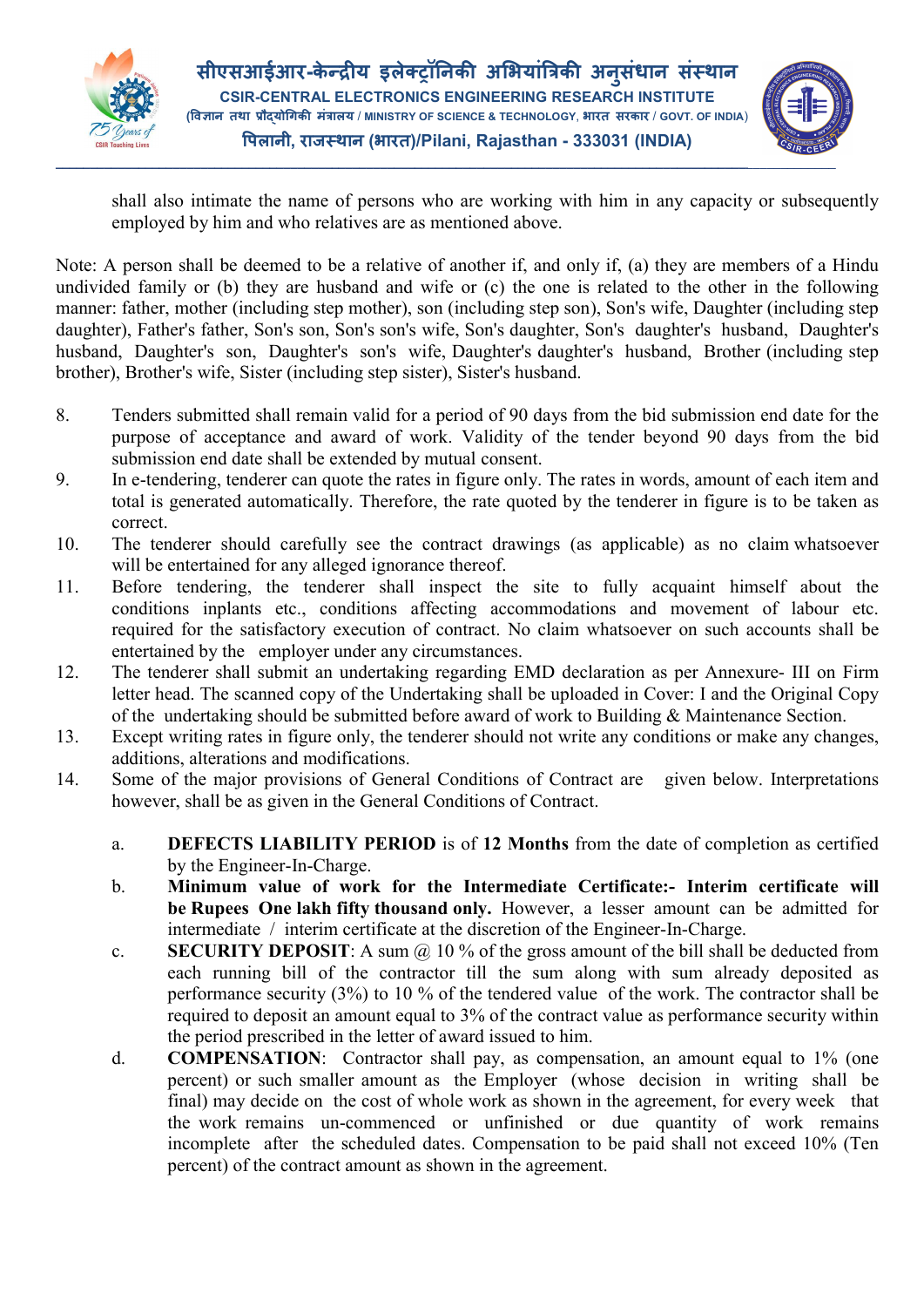shall also intimate the name of persons who are working with him in any capacity or subsequently employed by him and who relatives are as mentioned above.

Note: A person shall be deemed to be a relative of another if, and only if, (a) they are members of a Hindu undivided family or (b) they are husband and wife or (c) the one is related to the other in the following manner: father, mother (including step mother), son (including step son), Son's wife, Daughter (including step daughter), Father's father, Son's son, Son's son's wife, Son's daughter, Son's daughter's husband, Daughter's husband, Daughter's son, Daughter's son's wife, Daughter's daughter's husband, Brother (including step brother), Brother's wife, Sister (including step sister), Sister's husband.

8. Tenders submitted shall remain valid for a period of 90 days from the bid submission end date for the purpose of acceptance and award of work. Validity of the tender beyond 90 days from the bid submission end date shall be extended by mutual consent.
9. In e-tendering, tenderer can quote the rates in figure only. The rates in words, amount of each item and total is generated automatically. Therefore, the rate quoted by the tenderer in figure is to be taken as correct.
10. The tenderer should carefully see the contract drawings (as applicable) as no claim whatsoever will be entertained for any alleged ignorance thereof.
11. Before tendering, the tenderer shall inspect the site to fully acquaint himself about the conditions inplants etc., conditions affecting accommodations and movement of labour etc. required for the satisfactory execution of contract. No claim whatsoever on such accounts shall be entertained by the employer under any circumstances.
12. The tenderer shall submit an undertaking regarding EMD declaration as per Annexure- III on Firm letter head. The scanned copy of the Undertaking shall be uploaded in Cover: I and the Original Copy of the undertaking should be submitted before award of work to Building & Maintenance Section.
13. Except writing rates in figure only, the tenderer should not write any conditions or make any changes, additions, alterations and modifications.
14. Some of the major provisions of General Conditions of Contract are given below. Interpretations however, shall be as given in the General Conditions of Contract.

    a. **DEFECTS LIABILITY PERIOD** is of **12 Months** from the date of completion as certified by the Engineer-In-Charge.
    b. **Minimum value of work for the Intermediate Certificate:- Interim certificate will be Rupees One lakh fifty thousand only.** However, a lesser amount can be admitted for intermediate / interim certificate at the discretion of the Engineer-In-Charge.
    c. **SECURITY DEPOSIT**: A sum @ 10 % of the gross amount of the bill shall be deducted from each running bill of the contractor till the sum along with sum already deposited as performance security (3%) to 10 % of the tendered value of the work. The contractor shall be required to deposit an amount equal to 3% of the contract value as performance security within the period prescribed in the letter of award issued to him.
    d. **COMPENSATION**: Contractor shall pay, as compensation, an amount equal to 1% (one percent) or such smaller amount as the Employer (whose decision in writing shall be final) may decide on the cost of whole work as shown in the agreement, for every week that the work remains un-commenced or unfinished or due quantity of work remains incomplete after the scheduled dates. Compensation to be paid shall not exceed 10% (Ten percent) of the contract amount as shown in the agreement.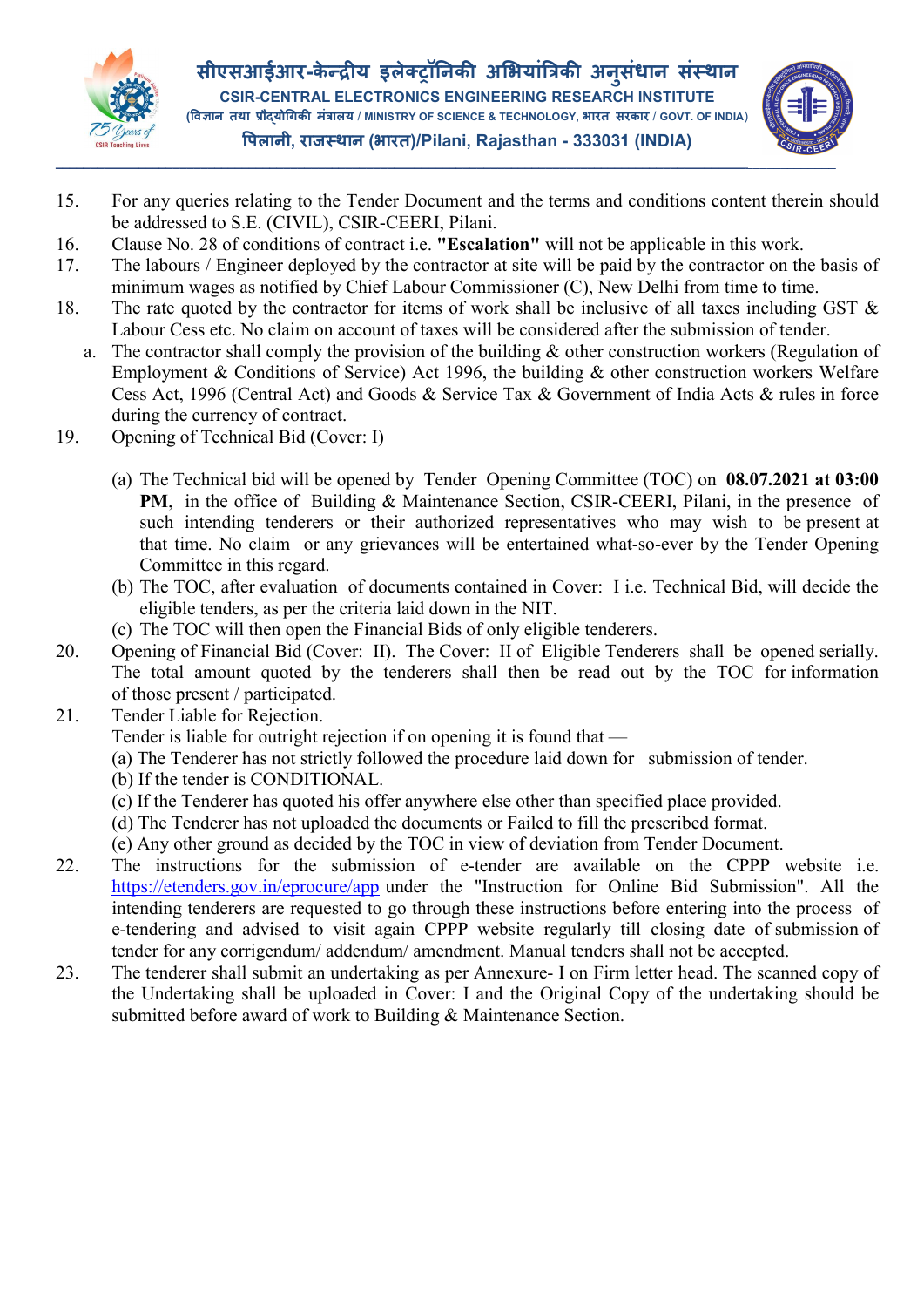15. For any queries relating to the Tender Document and the terms and conditions content therein should be addressed to S.E. (CIVIL), CSIR-CEERI, Pilani.
16. Clause No. 28 of conditions of contract i.e. **"Escalation"** will not be applicable in this work.
17. The labours / Engineer deployed by the contractor at site will be paid by the contractor on the basis of minimum wages as notified by Chief Labour Commissioner (C), New Delhi from time to time.
18. The rate quoted by the contractor for items of work shall be inclusive of all taxes including GST & Labour Cess etc. No claim on account of taxes will be considered after the submission of tender.
    a. The contractor shall comply the provision of the building & other construction workers (Regulation of Employment & Conditions of Service) Act 1996, the building & other construction workers Welfare Cess Act, 1996 (Central Act) and Goods & Service Tax & Government of India Acts & rules in force during the currency of contract.
19. Opening of Technical Bid (Cover: I)

    (a) The Technical bid will be opened by Tender Opening Committee (TOC) on **08.07.2021 at 03:00 PM**, in the office of Building & Maintenance Section, CSIR-CEERI, Pilani, in the presence of such intending tenderers or their authorized representatives who may wish to be present at that time. No claim or any grievances will be entertained what-so-ever by the Tender Opening Committee in this regard.

    (b) The TOC, after evaluation of documents contained in Cover: I i.e. Technical Bid, will decide the eligible tenders, as per the criteria laid down in the NIT.

    (c) The TOC will then open the Financial Bids of only eligible tenderers.
20. Opening of Financial Bid (Cover: II). The Cover: II of Eligible Tenderers shall be opened serially. The total amount quoted by the tenderers shall then be read out by the TOC for information of those present / participated.
21. Tender Liable for Rejection.
    Tender is liable for outright rejection if on opening it is found that —
    (a) The Tenderer has not strictly followed the procedure laid down for submission of tender.
    (b) If the tender is CONDITIONAL.
    (c) If the Tenderer has quoted his offer anywhere else other than specified place provided.
    (d) The Tenderer has not uploaded the documents or Failed to fill the prescribed format.
    (e) Any other ground as decided by the TOC in view of deviation from Tender Document.
22. The instructions for the submission of e-tender are available on the CPPP website i.e. https://etenders.gov.in/eprocure/app under the "Instruction for Online Bid Submission". All the intending tenderers are requested to go through these instructions before entering into the process of e-tendering and advised to visit again CPPP website regularly till closing date of submission of tender for any corrigendum/ addendum/ amendment. Manual tenders shall not be accepted.
23. The tenderer shall submit an undertaking as per Annexure- I on Firm letter head. The scanned copy of the Undertaking shall be uploaded in Cover: I and the Original Copy of the undertaking should be submitted before award of work to Building & Maintenance Section.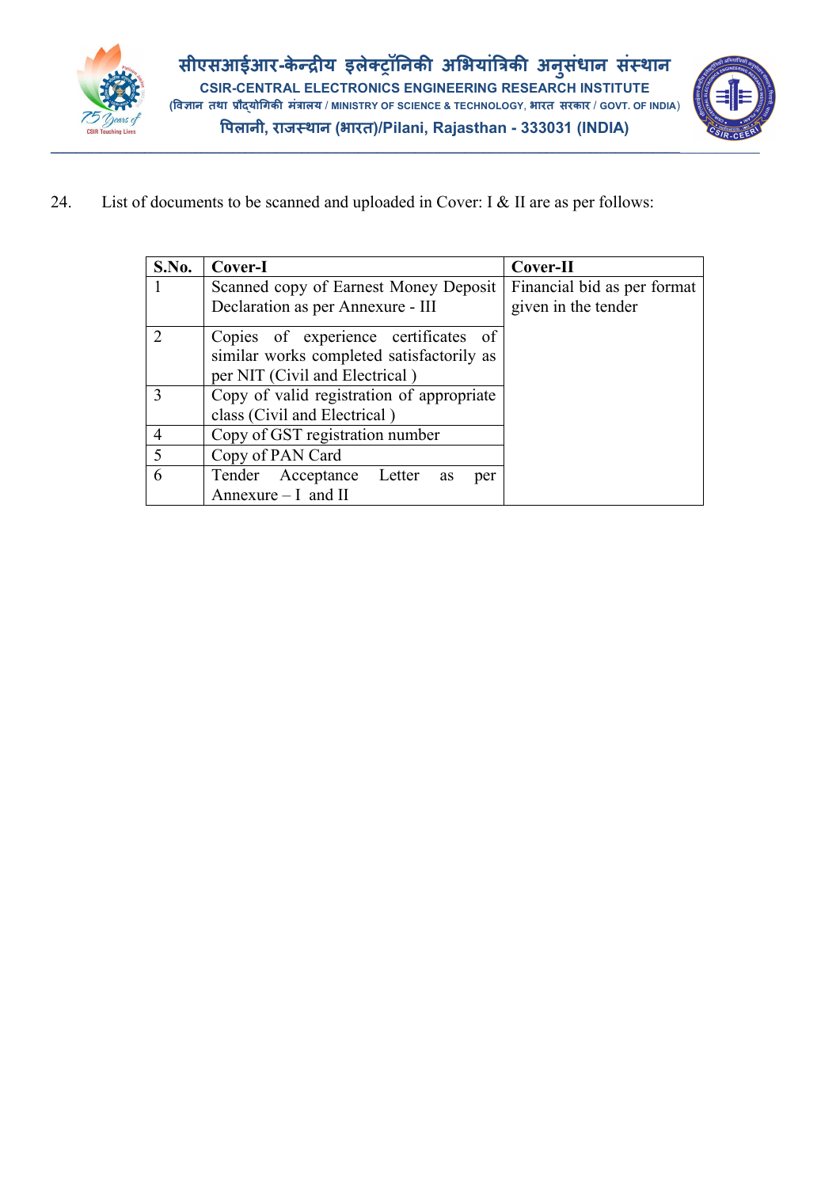24. List of documents to be scanned and uploaded in Cover: I & II are as per follows:

| S.No. | Cover-I | Cover-II |
|---|---|---|
| 1 | Scanned copy of Earnest Money Deposit Declaration as per Annexure - III | Financial bid as per format given in the tender |
| 2 | Copies of experience certificates of similar works completed satisfactorily as per NIT (Civil and Electrical ) | |
| 3 | Copy of valid registration of appropriate class (Civil and Electrical ) | |
| 4 | Copy of GST registration number | |
| 5 | Copy of PAN Card | |
| 6 | Tender Acceptance Letter as per Annexure – I and II | |